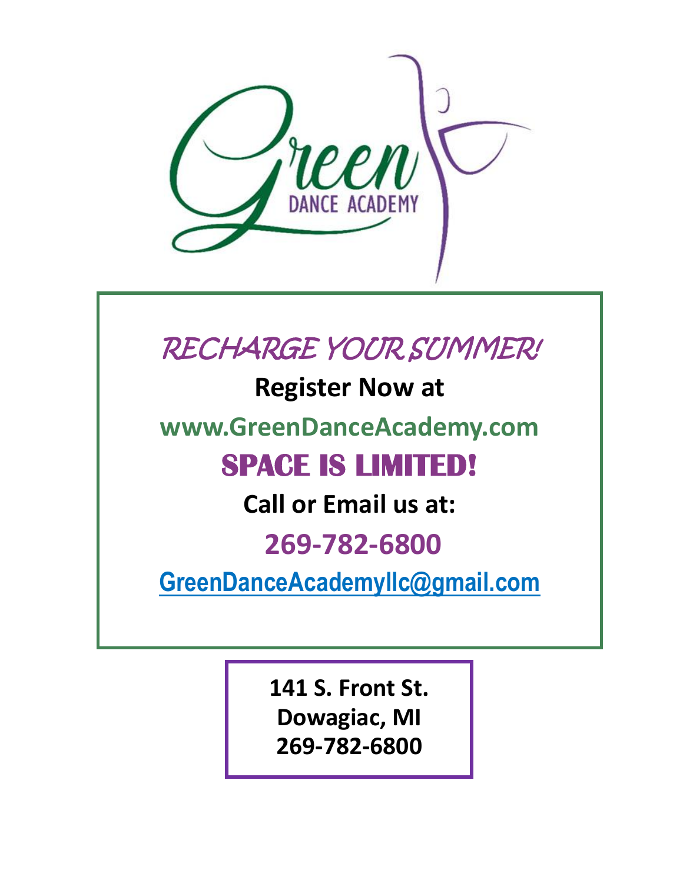# Green DANCE ACADEMY

## *RECHARGE YOUR SUMMER!*

**Register Now at**

**www.GreenDanceAcademy.com**

## SPACE IS LIMITED!

**Call or Email us at:**

**269-782-6800**

**GreenDanceAcademyllc@gmail.com**

**141 S. Front St.**
**Dowagiac, MI**
**269-782-6800**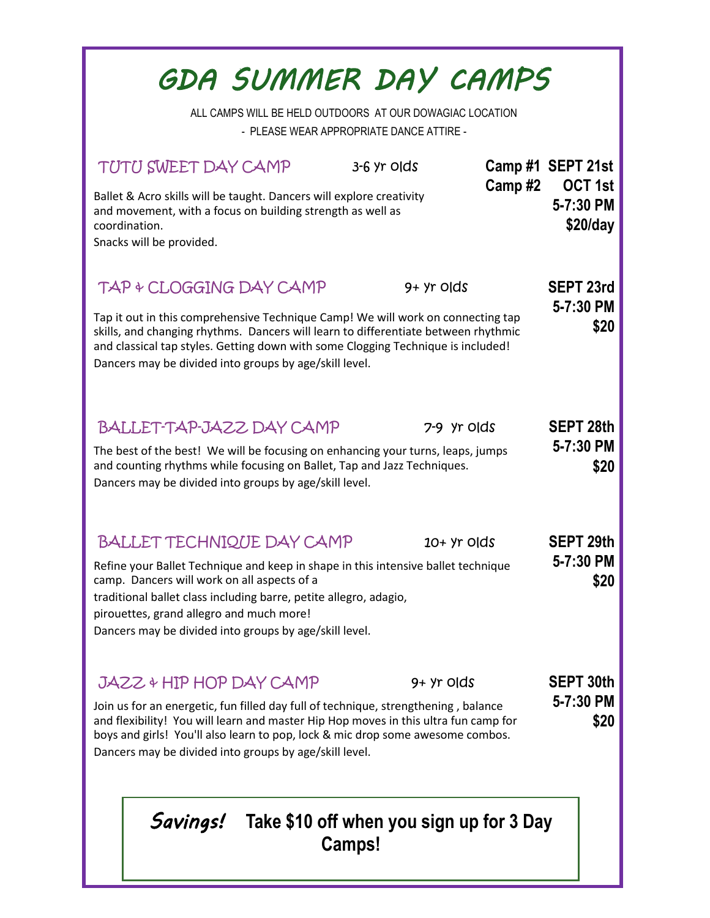# GDA SUMMER DAY CAMPS

ALL CAMPS WILL BE HELD OUTDOORS AT OUR DOWAGIAC LOCATION

- PLEASE WEAR APPROPRIATE DANCE ATTIRE -

## TUTU SWEET DAY CAMP

3-6 yr olds

**Camp #1 SEPT 21st**
**Camp #2 OCT 1st**
**5-7:30 PM**
**$20/day**

Ballet & Acro skills will be taught. Dancers will explore creativity and movement, with a focus on building strength as well as coordination.
Snacks will be provided.

## TAP & CLOGGING DAY CAMP

9+ yr olds

**SEPT 23rd**
**5-7:30 PM**
**$20**

Tap it out in this comprehensive Technique Camp! We will work on connecting tap skills, and changing rhythms. Dancers will learn to differentiate between rhythmic and classical tap styles. Getting down with some Clogging Technique is included!
Dancers may be divided into groups by age/skill level.

## BALLET-TAP-JAZZ DAY CAMP

7-9 yr olds

**SEPT 28th**
**5-7:30 PM**
**$20**

The best of the best! We will be focusing on enhancing your turns, leaps, jumps and counting rhythms while focusing on Ballet, Tap and Jazz Techniques.
Dancers may be divided into groups by age/skill level.

## BALLET TECHNIQUE DAY CAMP

10+ yr olds

**SEPT 29th**
**5-7:30 PM**
**$20**

Refine your Ballet Technique and keep in shape in this intensive ballet technique camp. Dancers will work on all aspects of a traditional ballet class including barre, petite allegro, adagio, pirouettes, grand allegro and much more!
Dancers may be divided into groups by age/skill level.

## JAZZ & HIP HOP DAY CAMP

9+ yr olds

**SEPT 30th**
**5-7:30 PM**
**$20**

Join us for an energetic, fun filled day full of technique, strengthening , balance and flexibility! You will learn and master Hip Hop moves in this ultra fun camp for boys and girls! You'll also learn to pop, lock & mic drop some awesome combos.
Dancers may be divided into groups by age/skill level.

***Savings!*** **Take $10 off when you sign up for 3 Day Camps!**